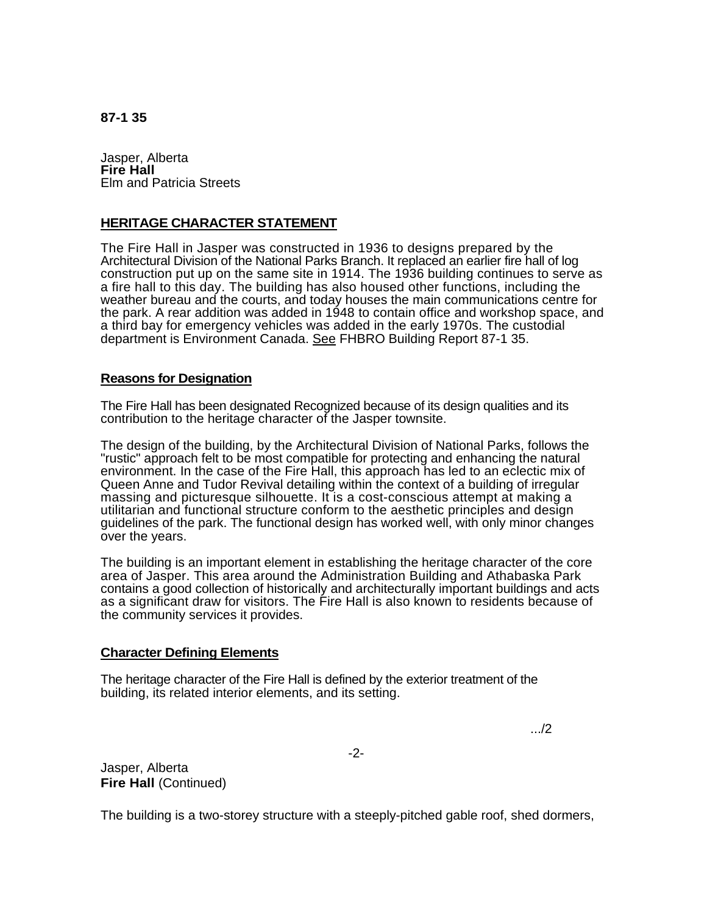**87-1 35**

Jasper, Alberta
**Fire Hall**
Elm and Patricia Streets

## HERITAGE CHARACTER STATEMENT

The Fire Hall in Jasper was constructed in 1936 to designs prepared by the Architectural Division of the National Parks Branch. It replaced an earlier fire hall of log construction put up on the same site in 1914. The 1936 building continues to serve as a fire hall to this day. The building has also housed other functions, including the weather bureau and the courts, and today houses the main communications centre for the park. A rear addition was added in 1948 to contain office and workshop space, and a third bay for emergency vehicles was added in the early 1970s. The custodial department is Environment Canada. See FHBRO Building Report 87-1 35.

### Reasons for Designation

The Fire Hall has been designated Recognized because of its design qualities and its contribution to the heritage character of the Jasper townsite.

The design of the building, by the Architectural Division of National Parks, follows the "rustic" approach felt to be most compatible for protecting and enhancing the natural environment. In the case of the Fire Hall, this approach has led to an eclectic mix of Queen Anne and Tudor Revival detailing within the context of a building of irregular massing and picturesque silhouette. It is a cost-conscious attempt at making a utilitarian and functional structure conform to the aesthetic principles and design guidelines of the park. The functional design has worked well, with only minor changes over the years.

The building is an important element in establishing the heritage character of the core area of Jasper. This area around the Administration Building and Athabaska Park contains a good collection of historically and architecturally important buildings and acts as a significant draw for visitors. The Fire Hall is also known to residents because of the community services it provides.

### Character Defining Elements

The heritage character of the Fire Hall is defined by the exterior treatment of the building, its related interior elements, and its setting.

.../2

Jasper, Alberta
**Fire Hall** (Continued)

The building is a two-storey structure with a steeply-pitched gable roof, shed dormers,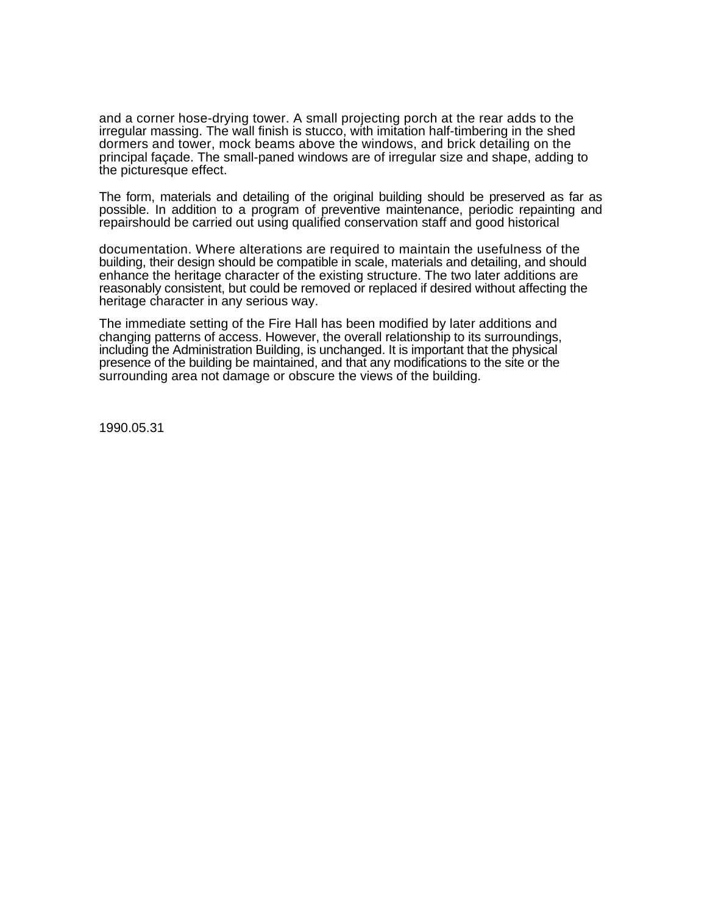and a corner hose-drying tower. A small projecting porch at the rear adds to the irregular massing. The wall finish is stucco, with imitation half-timbering in the shed dormers and tower, mock beams above the windows, and brick detailing on the principal façade. The small-paned windows are of irregular size and shape, adding to the picturesque effect.

The form, materials and detailing of the original building should be preserved as far as possible. In addition to a program of preventive maintenance, periodic repainting and repairshould be carried out using qualified conservation staff and good historical

documentation. Where alterations are required to maintain the usefulness of the building, their design should be compatible in scale, materials and detailing, and should enhance the heritage character of the existing structure. The two later additions are reasonably consistent, but could be removed or replaced if desired without affecting the heritage character in any serious way.

The immediate setting of the Fire Hall has been modified by later additions and changing patterns of access. However, the overall relationship to its surroundings, including the Administration Building, is unchanged. It is important that the physical presence of the building be maintained, and that any modifications to the site or the surrounding area not damage or obscure the views of the building.

1990.05.31